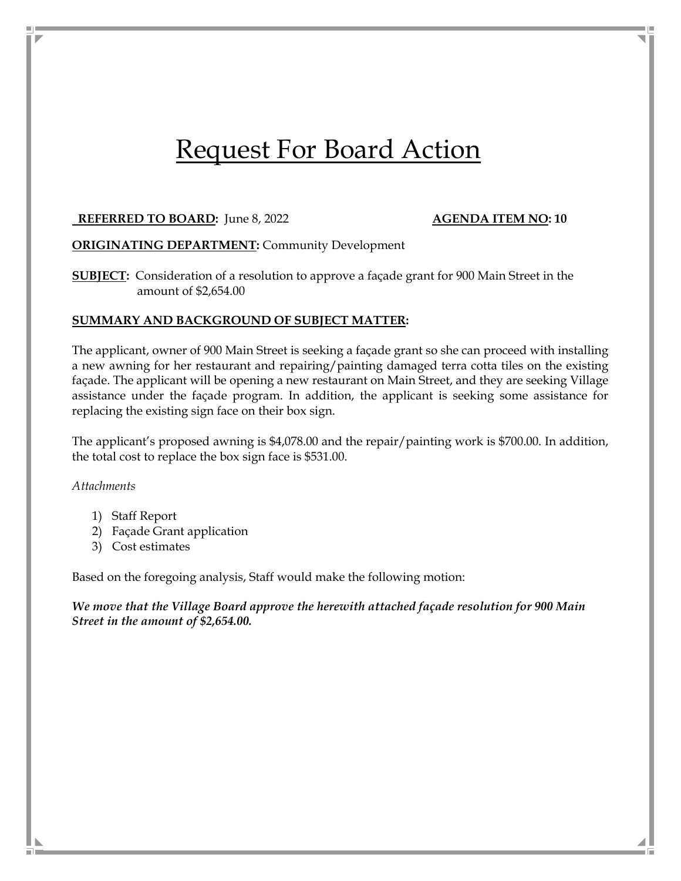# Request For Board Action

**REFERRED TO BOARD:** June 8, 2022 **AGENDA ITEM NO: 10**

**ORIGINATING DEPARTMENT:** Community Development

**SUBJECT:** Consideration of a resolution to approve a façade grant for 900 Main Street in the amount of $2,654.00

**SUMMARY AND BACKGROUND OF SUBJECT MATTER:**

The applicant, owner of 900 Main Street is seeking a façade grant so she can proceed with installing a new awning for her restaurant and repairing/painting damaged terra cotta tiles on the existing façade. The applicant will be opening a new restaurant on Main Street, and they are seeking Village assistance under the façade program. In addition, the applicant is seeking some assistance for replacing the existing sign face on their box sign.

The applicant's proposed awning is $4,078.00 and the repair/painting work is $700.00. In addition, the total cost to replace the box sign face is $531.00.

*Attachments*

1) Staff Report
2) Façade Grant application
3) Cost estimates

Based on the foregoing analysis, Staff would make the following motion:

***We move that the Village Board approve the herewith attached façade resolution for 900 Main Street in the amount of $2,654.00.***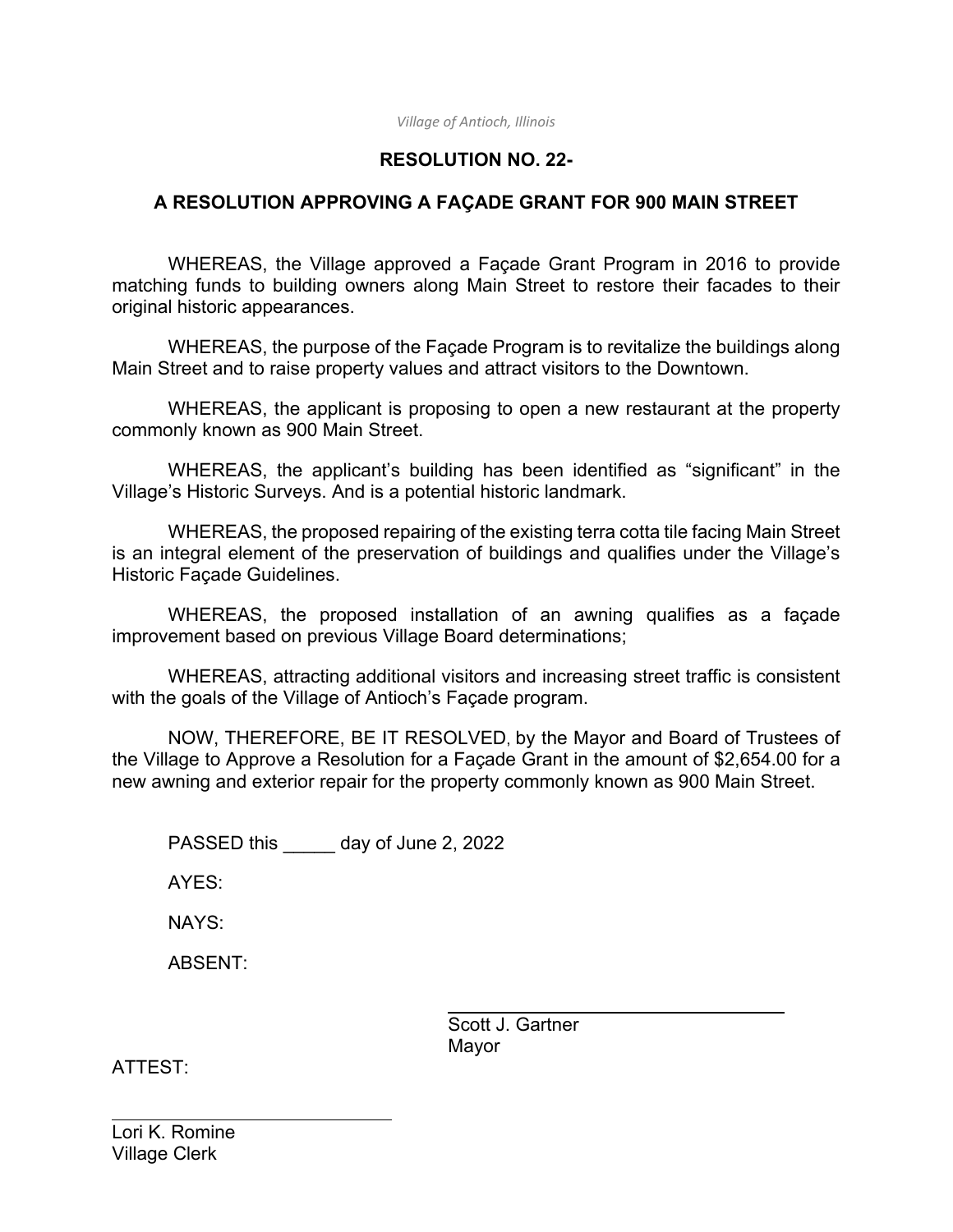*Village of Antioch, Illinois*

**RESOLUTION NO. 22-**

**A RESOLUTION APPROVING A FAÇADE GRANT FOR 900 MAIN STREET**

WHEREAS, the Village approved a Façade Grant Program in 2016 to provide matching funds to building owners along Main Street to restore their facades to their original historic appearances.

WHEREAS, the purpose of the Façade Program is to revitalize the buildings along Main Street and to raise property values and attract visitors to the Downtown.

WHEREAS, the applicant is proposing to open a new restaurant at the property commonly known as 900 Main Street.

WHEREAS, the applicant's building has been identified as "significant" in the Village's Historic Surveys. And is a potential historic landmark.

WHEREAS, the proposed repairing of the existing terra cotta tile facing Main Street is an integral element of the preservation of buildings and qualifies under the Village's Historic Façade Guidelines.

WHEREAS, the proposed installation of an awning qualifies as a façade improvement based on previous Village Board determinations;

WHEREAS, attracting additional visitors and increasing street traffic is consistent with the goals of the Village of Antioch's Façade program.

NOW, THEREFORE, BE IT RESOLVED, by the Mayor and Board of Trustees of the Village to Approve a Resolution for a Façade Grant in the amount of $2,654.00 for a new awning and exterior repair for the property commonly known as 900 Main Street.

PASSED this _____ day of June 2, 2022

AYES:

NAYS:

ABSENT:

_______________________________
Scott J. Gartner
Mayor

ATTEST:

_______________________________
Lori K. Romine
Village Clerk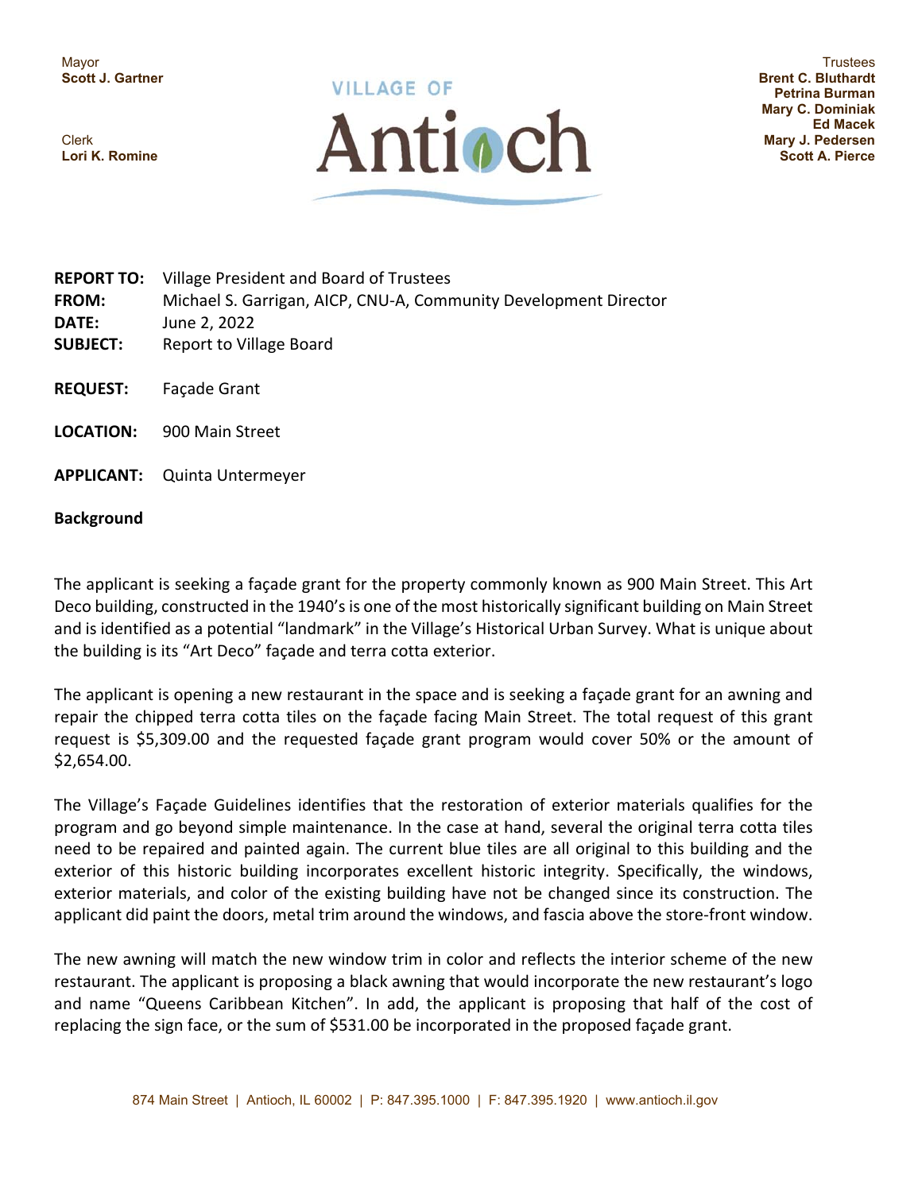Mayor
**Scott J. Gartner**

Clerk
**Lori K. Romine**

VILLAGE OF
# Antioch

Trustees
**Brent C. Bluthardt**
**Petrina Burman**
**Mary C. Dominiak**
**Ed Macek**
**Mary J. Pedersen**
**Scott A. Pierce**

**REPORT TO:** Village President and Board of Trustees
**FROM:** Michael S. Garrigan, AICP, CNU-A, Community Development Director
**DATE:** June 2, 2022
**SUBJECT:** Report to Village Board

**REQUEST:** Façade Grant

**LOCATION:** 900 Main Street

**APPLICANT:** Quinta Untermeyer

**Background**

The applicant is seeking a façade grant for the property commonly known as 900 Main Street. This Art Deco building, constructed in the 1940's is one of the most historically significant building on Main Street and is identified as a potential "landmark" in the Village's Historical Urban Survey. What is unique about the building is its "Art Deco" façade and terra cotta exterior.

The applicant is opening a new restaurant in the space and is seeking a façade grant for an awning and repair the chipped terra cotta tiles on the façade facing Main Street. The total request of this grant request is $5,309.00 and the requested façade grant program would cover 50% or the amount of $2,654.00.

The Village's Façade Guidelines identifies that the restoration of exterior materials qualifies for the program and go beyond simple maintenance. In the case at hand, several the original terra cotta tiles need to be repaired and painted again. The current blue tiles are all original to this building and the exterior of this historic building incorporates excellent historic integrity. Specifically, the windows, exterior materials, and color of the existing building have not be changed since its construction. The applicant did paint the doors, metal trim around the windows, and fascia above the store-front window.

The new awning will match the new window trim in color and reflects the interior scheme of the new restaurant. The applicant is proposing a black awning that would incorporate the new restaurant's logo and name "Queens Caribbean Kitchen". In add, the applicant is proposing that half of the cost of replacing the sign face, or the sum of $531.00 be incorporated in the proposed façade grant.

874 Main Street | Antioch, IL 60002 | P: 847.395.1000 | F: 847.395.1920 | www.antioch.il.gov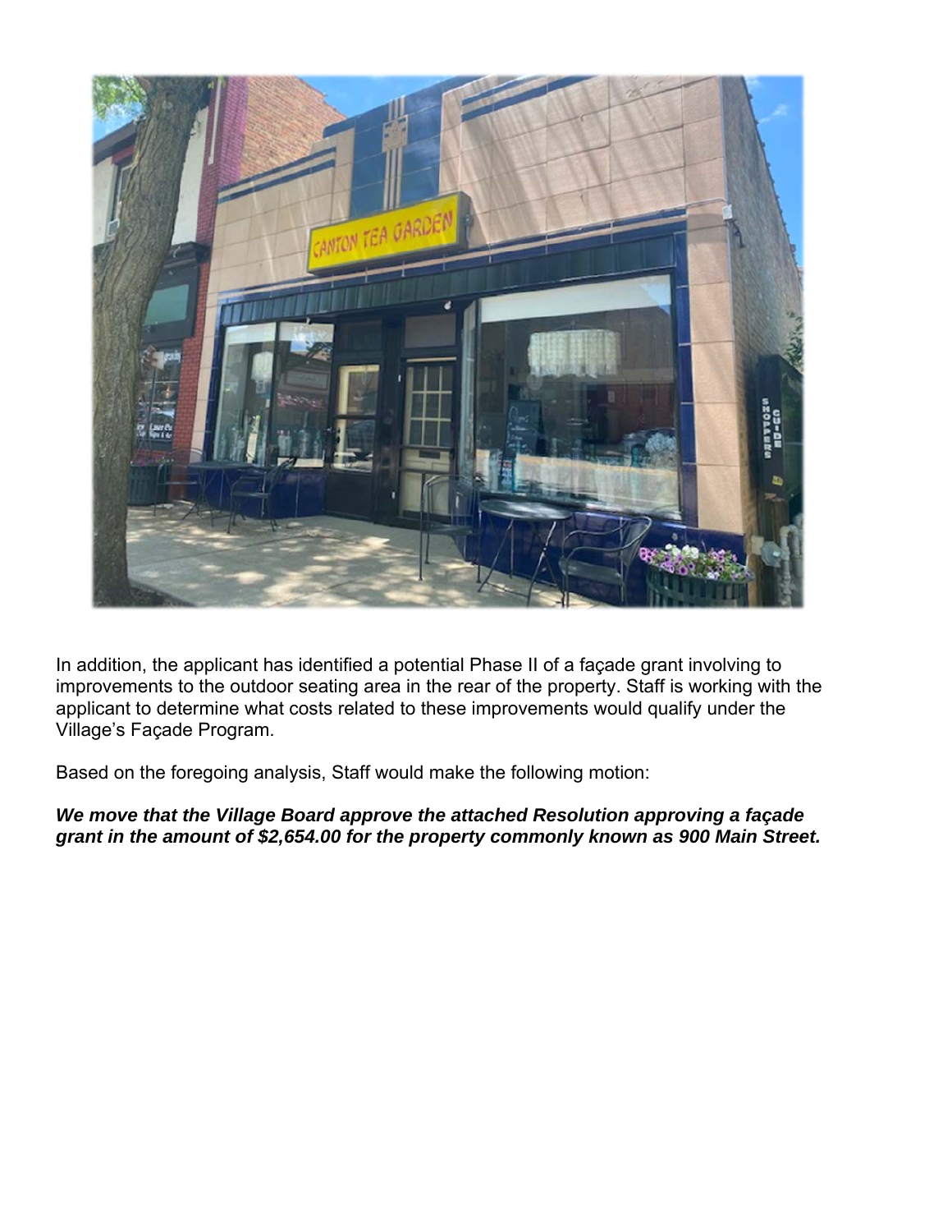In addition, the applicant has identified a potential Phase II of a façade grant involving to improvements to the outdoor seating area in the rear of the property. Staff is working with the applicant to determine what costs related to these improvements would qualify under the Village's Façade Program.

Based on the foregoing analysis, Staff would make the following motion:

***We move that the Village Board approve the attached Resolution approving a façade grant in the amount of $2,654.00 for the property commonly known as 900 Main Street.***